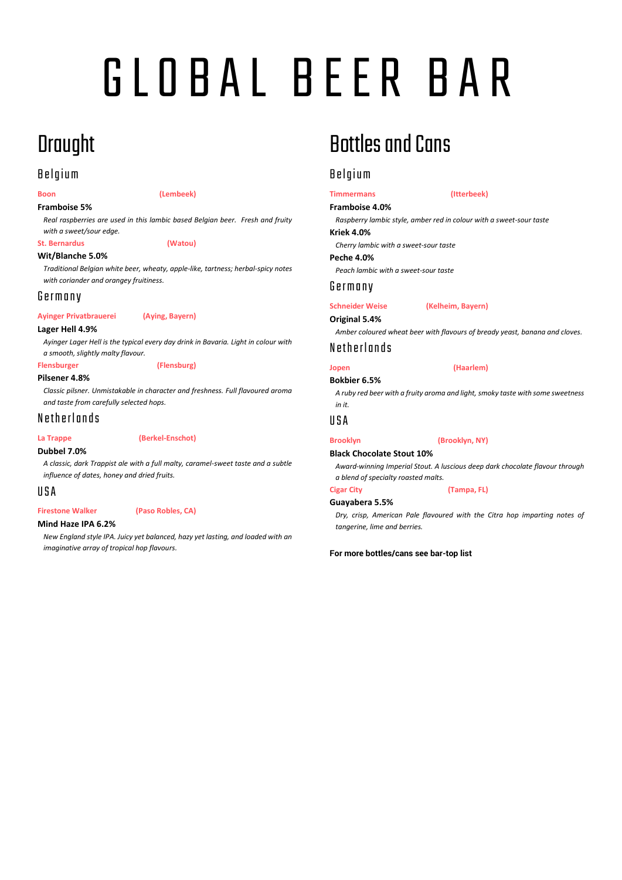# GLOBAL BEER BAR

## Draught

### Belgium

**Boon** **(Lembeek)**

**Framboise 5%**

*Real raspberries are used in this lambic based Belgian beer. Fresh and fruity with a sweet/sour edge.*

**St. Bernardus** **(Watou)**

**Wit/Blanche 5.0%**

*Traditional Belgian white beer, wheaty, apple-like, tartness; herbal-spicy notes with coriander and orangey fruitiness.*

### Germany

**Ayinger Privatbrauerei** **(Aying, Bayern)**

**Lager Hell 4.9%**

*Ayinger Lager Hell is the typical every day drink in Bavaria. Light in colour with a smooth, slightly malty flavour.*

**Flensburger** **(Flensburg)**

**Pilsener 4.8%**

*Classic pilsner. Unmistakable in character and freshness. Full flavoured aroma and taste from carefully selected hops.*

### Netherlands

**La Trappe** **(Berkel-Enschot)**

**Dubbel 7.0%**

*A classic, dark Trappist ale with a full malty, caramel-sweet taste and a subtle influence of dates, honey and dried fruits.*

### USA

**Firestone Walker** **(Paso Robles, CA)**

**Mind Haze IPA 6.2%**

*New England style IPA. Juicy yet balanced, hazy yet lasting, and loaded with an imaginative array of tropical hop flavours.*

## Bottles and Cans

### Belgium

**Timmermans** **(Itterbeek)**

**Framboise 4.0%**

*Raspberry lambic style, amber red in colour with a sweet-sour taste*

**Kriek 4.0%**

*Cherry lambic with a sweet-sour taste*

**Peche 4.0%**

*Peach lambic with a sweet-sour taste*

### Germany

**Schneider Weise** **(Kelheim, Bayern)**

**Original 5.4%**

*Amber coloured wheat beer with flavours of bready yeast, banana and cloves.*

### Netherlands

**Jopen** **(Haarlem)**

**Bokbier 6.5%**

*A ruby red beer with a fruity aroma and light, smoky taste with some sweetness in it.*

### USA

**Brooklyn** **(Brooklyn, NY)**

**Black Chocolate Stout 10%**

*Award-winning Imperial Stout. A luscious deep dark chocolate flavour through a blend of specialty roasted malts.*

**Cigar City** **(Tampa, FL)**

**Guayabera 5.5%**

*Dry, crisp, American Pale flavoured with the Citra hop imparting notes of tangerine, lime and berries.*

**For more bottles/cans see bar-top list**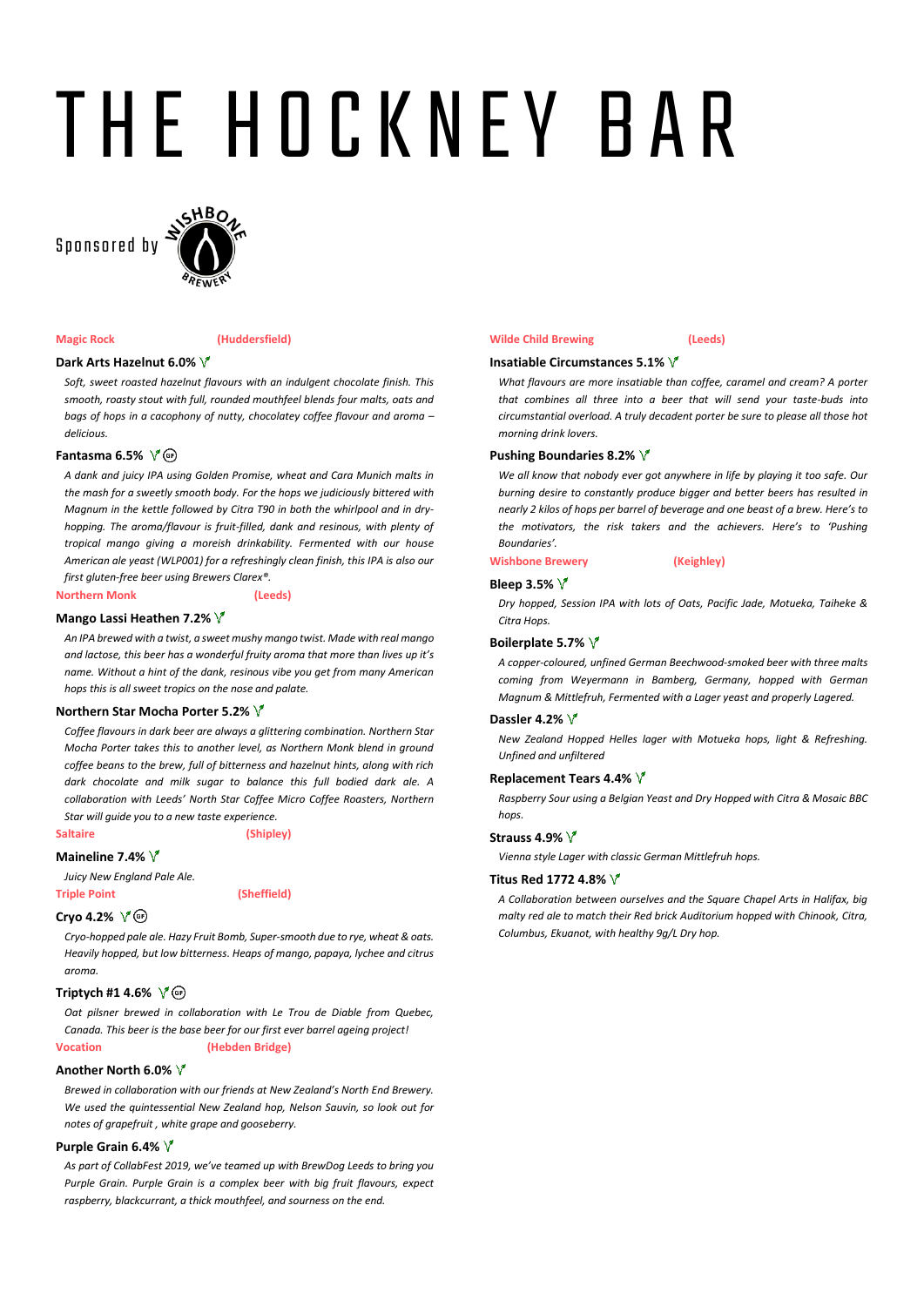# THE HOCKNEY BAR

Sponsored by WISHBONE BREWERY

**Magic Rock** (Huddersfield)

### Dark Arts Hazelnut 6.0%

*Soft, sweet roasted hazelnut flavours with an indulgent chocolate finish. This smooth, roasty stout with full, rounded mouthfeel blends four malts, oats and bags of hops in a cacophony of nutty, chocolatey coffee flavour and aroma – delicious.*

### Fantasma 6.5% (GF)

*A dank and juicy IPA using Golden Promise, wheat and Cara Munich malts in the mash for a sweetly smooth body. For the hops we judiciously bittered with Magnum in the kettle followed by Citra T90 in both the whirlpool and in dry-hopping. The aroma/flavour is fruit-filled, dank and resinous, with plenty of tropical mango giving a moreish drinkability. Fermented with our house American ale yeast (WLP001) for a refreshingly clean finish, this IPA is also our first gluten-free beer using Brewers Clarex®.*

**Northern Monk** (Leeds)

### Mango Lassi Heathen 7.2%

*An IPA brewed with a twist, a sweet mushy mango twist. Made with real mango and lactose, this beer has a wonderful fruity aroma that more than lives up it's name. Without a hint of the dank, resinous vibe you get from many American hops this is all sweet tropics on the nose and palate.*

### Northern Star Mocha Porter 5.2%

*Coffee flavours in dark beer are always a glittering combination. Northern Star Mocha Porter takes this to another level, as Northern Monk blend in ground coffee beans to the brew, full of bitterness and hazelnut hints, along with rich dark chocolate and milk sugar to balance this full bodied dark ale. A collaboration with Leeds' North Star Coffee Micro Coffee Roasters, Northern Star will guide you to a new taste experience.*

**Saltaire** (Shipley)

### Maineline 7.4%

*Juicy New England Pale Ale.*

**Triple Point** (Sheffield)

### Cryo 4.2% (GF)

*Cryo-hopped pale ale. Hazy Fruit Bomb, Super-smooth due to rye, wheat & oats. Heavily hopped, but low bitterness. Heaps of mango, papaya, lychee and citrus aroma.*

### Triptych #1 4.6% (GF)

*Oat pilsner brewed in collaboration with Le Trou de Diable from Quebec, Canada. This beer is the base beer for our first ever barrel ageing project!*

**Vocation** (Hebden Bridge)

### Another North 6.0%

*Brewed in collaboration with our friends at New Zealand's North End Brewery. We used the quintessential New Zealand hop, Nelson Sauvin, so look out for notes of grapefruit , white grape and gooseberry.*

### Purple Grain 6.4%

*As part of CollabFest 2019, we've teamed up with BrewDog Leeds to bring you Purple Grain. Purple Grain is a complex beer with big fruit flavours, expect raspberry, blackcurrant, a thick mouthfeel, and sourness on the end.*

**Wilde Child Brewing** (Leeds)

### Insatiable Circumstances 5.1%

*What flavours are more insatiable than coffee, caramel and cream? A porter that combines all three into a beer that will send your taste-buds into circumstantial overload. A truly decadent porter be sure to please all those hot morning drink lovers.*

### Pushing Boundaries 8.2%

*We all know that nobody ever got anywhere in life by playing it too safe. Our burning desire to constantly produce bigger and better beers has resulted in nearly 2 kilos of hops per barrel of beverage and one beast of a brew. Here's to the motivators, the risk takers and the achievers. Here's to 'Pushing Boundaries'.*

**Wishbone Brewery** (Keighley)

### Bleep 3.5%

*Dry hopped, Session IPA with lots of Oats, Pacific Jade, Motueka, Taiheke & Citra Hops.*

### Boilerplate 5.7%

*A copper-coloured, unfined German Beechwood-smoked beer with three malts coming from Weyermann in Bamberg, Germany, hopped with German Magnum & Mittlefruh, Fermented with a Lager yeast and properly Lagered.*

### Dassler 4.2%

*New Zealand Hopped Helles lager with Motueka hops, light & Refreshing. Unfined and unfiltered*

### Replacement Tears 4.4%

*Raspberry Sour using a Belgian Yeast and Dry Hopped with Citra & Mosaic BBC hops.*

### Strauss 4.9%

*Vienna style Lager with classic German Mittlefruh hops.*

### Titus Red 1772 4.8%

*A Collaboration between ourselves and the Square Chapel Arts in Halifax, big malty red ale to match their Red brick Auditorium hopped with Chinook, Citra, Columbus, Ekuanot, with healthy 9g/L Dry hop.*